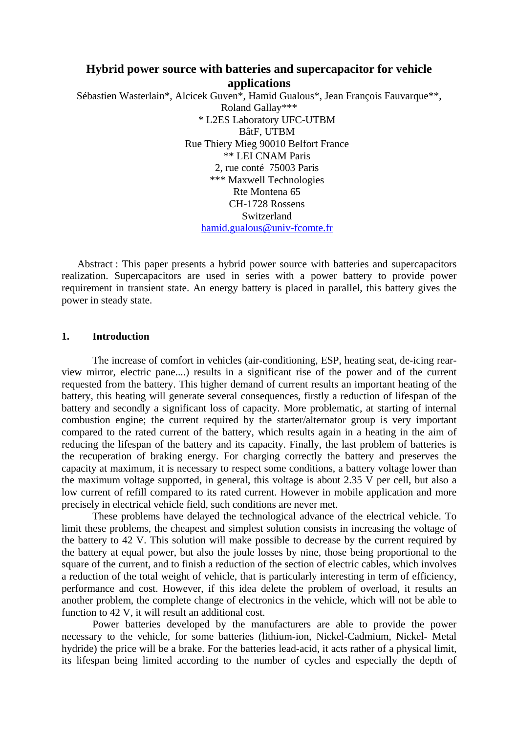# Hybrid power source with batteries and supercapacitor for vehicle applications

Sébastien Wasterlain*, Alcicek Guven*, Hamid Gualous*, Jean François Fauvarque**, Roland Gallay***

\* L2ES Laboratory UFC-UTBM
BâtF, UTBM
Rue Thiery Mieg 90010 Belfort France

\** LEI CNAM Paris
2, rue conté 75003 Paris

\*** Maxwell Technologies
Rte Montena 65
CH-1728 Rossens
Switzerland

hamid.gualous@univ-fcomte.fr

Abstract : This paper presents a hybrid power source with batteries and supercapacitors realization. Supercapacitors are used in series with a power battery to provide power requirement in transient state. An energy battery is placed in parallel, this battery gives the power in steady state.

## 1. Introduction

The increase of comfort in vehicles (air-conditioning, ESP, heating seat, de-icing rear-view mirror, electric pane....) results in a significant rise of the power and of the current requested from the battery. This higher demand of current results an important heating of the battery, this heating will generate several consequences, firstly a reduction of lifespan of the battery and secondly a significant loss of capacity. More problematic, at starting of internal combustion engine; the current required by the starter/alternator group is very important compared to the rated current of the battery, which results again in a heating in the aim of reducing the lifespan of the battery and its capacity. Finally, the last problem of batteries is the recuperation of braking energy. For charging correctly the battery and preserves the capacity at maximum, it is necessary to respect some conditions, a battery voltage lower than the maximum voltage supported, in general, this voltage is about 2.35 V per cell, but also a low current of refill compared to its rated current. However in mobile application and more precisely in electrical vehicle field, such conditions are never met.

These problems have delayed the technological advance of the electrical vehicle. To limit these problems, the cheapest and simplest solution consists in increasing the voltage of the battery to 42 V. This solution will make possible to decrease by the current required by the battery at equal power, but also the joule losses by nine, those being proportional to the square of the current, and to finish a reduction of the section of electric cables, which involves a reduction of the total weight of vehicle, that is particularly interesting in term of efficiency, performance and cost. However, if this idea delete the problem of overload, it results an another problem, the complete change of electronics in the vehicle, which will not be able to function to 42 V, it will result an additional cost.

Power batteries developed by the manufacturers are able to provide the power necessary to the vehicle, for some batteries (lithium-ion, Nickel-Cadmium, Nickel- Metal hydride) the price will be a brake. For the batteries lead-acid, it acts rather of a physical limit, its lifespan being limited according to the number of cycles and especially the depth of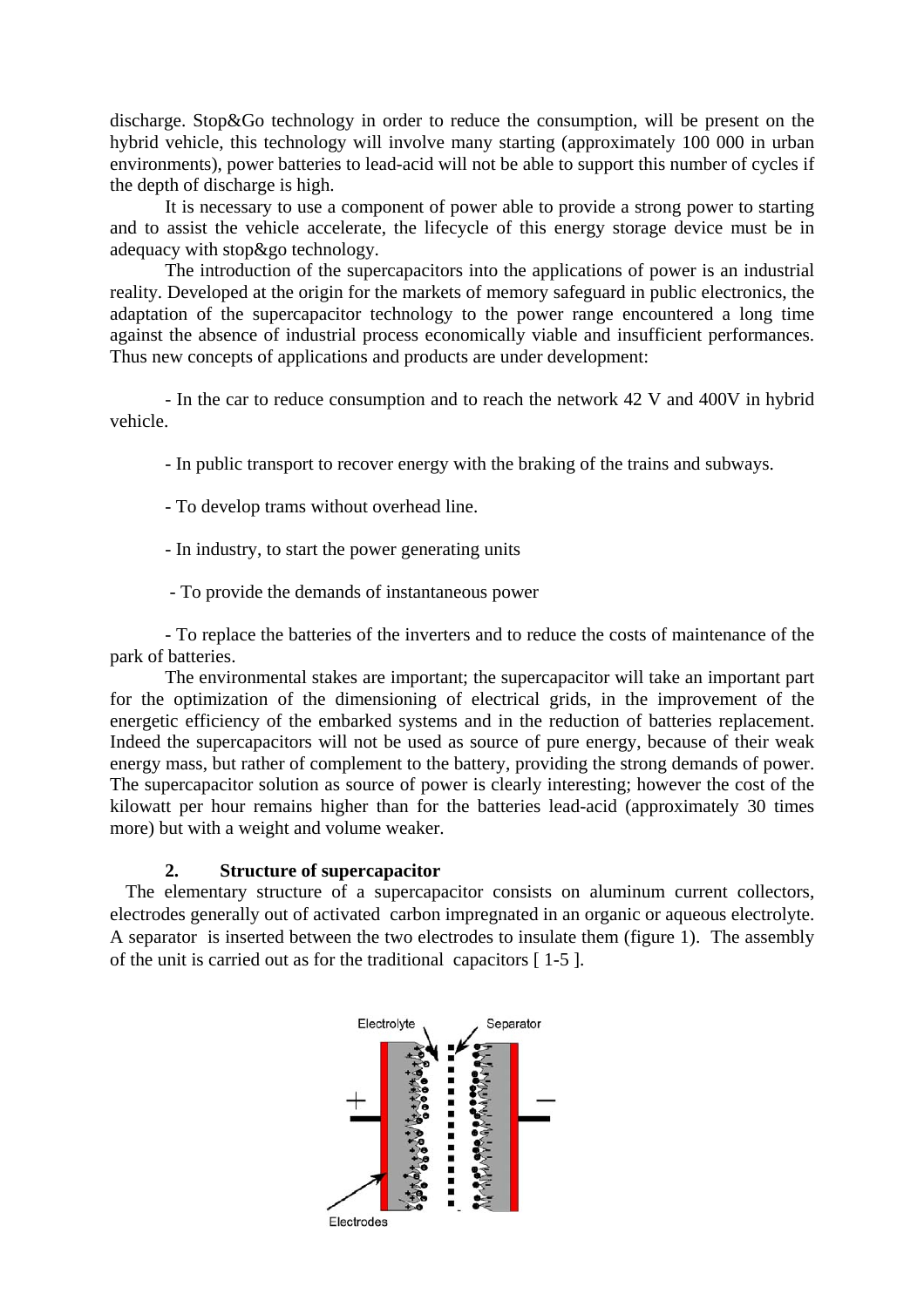discharge. Stop&Go technology in order to reduce the consumption, will be present on the hybrid vehicle, this technology will involve many starting (approximately 100 000 in urban environments), power batteries to lead-acid will not be able to support this number of cycles if the depth of discharge is high.

It is necessary to use a component of power able to provide a strong power to starting and to assist the vehicle accelerate, the lifecycle of this energy storage device must be in adequacy with stop&go technology.

The introduction of the supercapacitors into the applications of power is an industrial reality. Developed at the origin for the markets of memory safeguard in public electronics, the adaptation of the supercapacitor technology to the power range encountered a long time against the absence of industrial process economically viable and insufficient performances. Thus new concepts of applications and products are under development:

- In the car to reduce consumption and to reach the network 42 V and 400V in hybrid vehicle.

- In public transport to recover energy with the braking of the trains and subways.

- To develop trams without overhead line.

- In industry, to start the power generating units

- To provide the demands of instantaneous power

- To replace the batteries of the inverters and to reduce the costs of maintenance of the park of batteries.

The environmental stakes are important; the supercapacitor will take an important part for the optimization of the dimensioning of electrical grids, in the improvement of the energetic efficiency of the embarked systems and in the reduction of batteries replacement. Indeed the supercapacitors will not be used as source of pure energy, because of their weak energy mass, but rather of complement to the battery, providing the strong demands of power. The supercapacitor solution as source of power is clearly interesting; however the cost of the kilowatt per hour remains higher than for the batteries lead-acid (approximately 30 times more) but with a weight and volume weaker.

## 2. Structure of supercapacitor

The elementary structure of a supercapacitor consists on aluminum current collectors, electrodes generally out of activated carbon impregnated in an organic or aqueous electrolyte. A separator is inserted between the two electrodes to insulate them (figure 1). The assembly of the unit is carried out as for the traditional capacitors [ 1-5 ].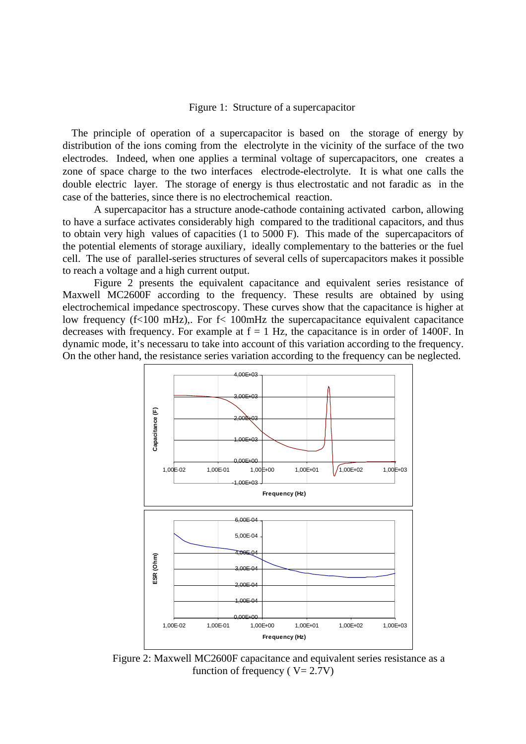Figure 1: Structure of a supercapacitor

The principle of operation of a supercapacitor is based on the storage of energy by distribution of the ions coming from the electrolyte in the vicinity of the surface of the two electrodes. Indeed, when one applies a terminal voltage of supercapacitors, one creates a zone of space charge to the two interfaces electrode-electrolyte. It is what one calls the double electric layer. The storage of energy is thus electrostatic and not faradic as in the case of the batteries, since there is no electrochemical reaction.

A supercapacitor has a structure anode-cathode containing activated carbon, allowing to have a surface activates considerably high compared to the traditional capacitors, and thus to obtain very high values of capacities (1 to 5000 F). This made of the supercapacitors of the potential elements of storage auxiliary, ideally complementary to the batteries or the fuel cell. The use of parallel-series structures of several cells of supercapacitors makes it possible to reach a voltage and a high current output.

Figure 2 presents the equivalent capacitance and equivalent series resistance of Maxwell MC2600F according to the frequency. These results are obtained by using electrochemical impedance spectroscopy. These curves show that the capacitance is higher at low frequency (f<100 mHz),. For f< 100mHz the supercapacitance equivalent capacitance decreases with frequency. For example at $f = 1$ Hz, the capacitance is in order of 1400F. In dynamic mode, it's necessaru to take into account of this variation according to the frequency. On the other hand, the resistance series variation according to the frequency can be neglected.

Figure 2: Maxwell MC2600F capacitance and equivalent series resistance as a function of frequency ( V= 2.7V)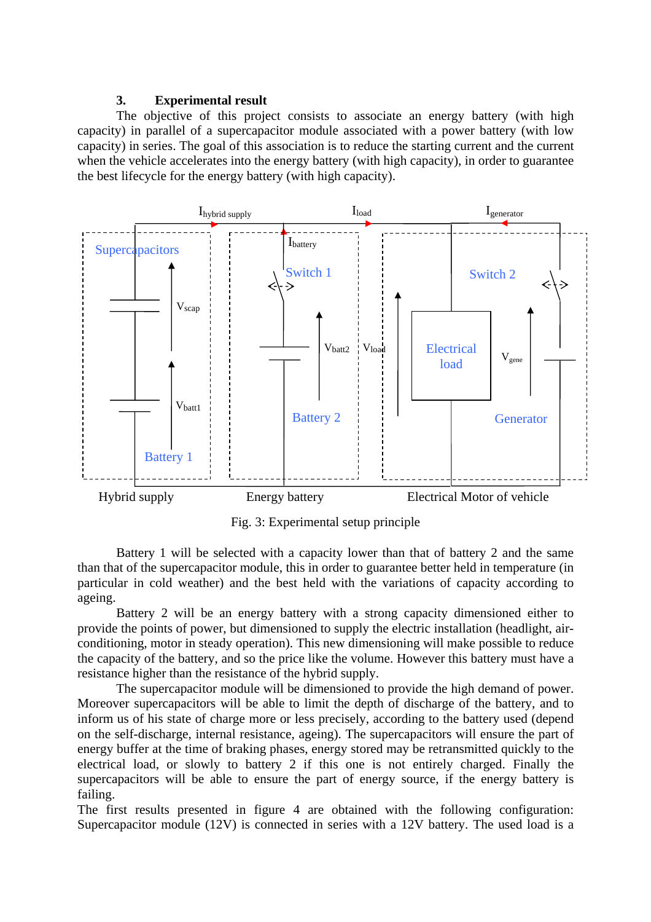## 3. Experimental result

The objective of this project consists to associate an energy battery (with high capacity) in parallel of a supercapacitor module associated with a power battery (with low capacity) in series. The goal of this association is to reduce the starting current and the current when the vehicle accelerates into the energy battery (with high capacity), in order to guarantee the best lifecycle for the energy battery (with high capacity).

Fig. 3: Experimental setup principle

Battery 1 will be selected with a capacity lower than that of battery 2 and the same than that of the supercapacitor module, this in order to guarantee better held in temperature (in particular in cold weather) and the best held with the variations of capacity according to ageing.

Battery 2 will be an energy battery with a strong capacity dimensioned either to provide the points of power, but dimensioned to supply the electric installation (headlight, air-conditioning, motor in steady operation). This new dimensioning will make possible to reduce the capacity of the battery, and so the price like the volume. However this battery must have a resistance higher than the resistance of the hybrid supply.

The supercapacitor module will be dimensioned to provide the high demand of power. Moreover supercapacitors will be able to limit the depth of discharge of the battery, and to inform us of his state of charge more or less precisely, according to the battery used (depend on the self-discharge, internal resistance, ageing). The supercapacitors will ensure the part of energy buffer at the time of braking phases, energy stored may be retransmitted quickly to the electrical load, or slowly to battery 2 if this one is not entirely charged. Finally the supercapacitors will be able to ensure the part of energy source, if the energy battery is failing.

The first results presented in figure 4 are obtained with the following configuration: Supercapacitor module (12V) is connected in series with a 12V battery. The used load is a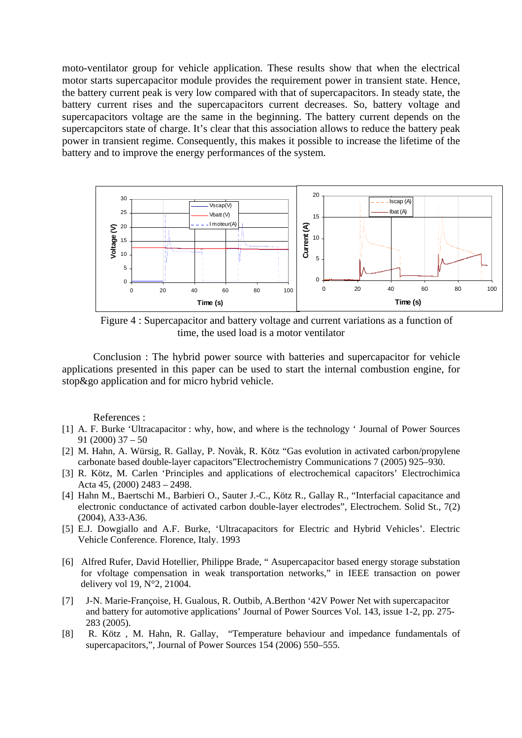moto-ventilator group for vehicle application. These results show that when the electrical motor starts supercapacitor module provides the requirement power in transient state. Hence, the battery current peak is very low compared with that of supercapacitors. In steady state, the battery current rises and the supercapacitors current decreases. So, battery voltage and supercapacitors voltage are the same in the beginning. The battery current depends on the supercapcitors state of charge. It's clear that this association allows to reduce the battery peak power in transient regime. Consequently, this makes it possible to increase the lifetime of the battery and to improve the energy performances of the system.

Voltage (V)
30
25
20
15
10
5
0
0 20 40 60 80 100
Time (s)
Vscap(V)
Vbatt (V)
I moteur(A)

Current (A)
20
15
10
5
0
0 20 40 60 80 100
Time (s)
Iscap (A)
Ibat (A)

Figure 4 : Supercapacitor and battery voltage and current variations as a function of time, the used load is a motor ventilator

Conclusion : The hybrid power source with batteries and supercapacitor for vehicle applications presented in this paper can be used to start the internal combustion engine, for stop&go application and for micro hybrid vehicle.

References :

[1] A. F. Burke 'Ultracapacitor : why, how, and where is the technology ' Journal of Power Sources 91 (2000) 37 – 50

[2] M. Hahn, A. Würsig, R. Gallay, P. Novàk, R. Kötz "Gas evolution in activated carbon/propylene carbonate based double-layer capacitors"Electrochemistry Communications 7 (2005) 925–930.

[3] R. Kötz, M. Carlen 'Principles and applications of electrochemical capacitors' Electrochimica Acta 45, (2000) 2483 – 2498.

[4] Hahn M., Baertschi M., Barbieri O., Sauter J.-C., Kötz R., Gallay R., "Interfacial capacitance and electronic conductance of activated carbon double-layer electrodes", Electrochem. Solid St., 7(2) (2004), A33-A36.

[5] E.J. Dowgiallo and A.F. Burke, 'Ultracapacitors for Electric and Hybrid Vehicles'. Electric Vehicle Conference. Florence, Italy. 1993

[6] Alfred Rufer, David Hotellier, Philippe Brade, " Asupercapacitor based energy storage substation for vfoltage compensation in weak transportation networks," in IEEE transaction on power delivery vol 19, N°2, 21004.

[7] J-N. Marie-Françoise, H. Gualous, R. Outbib, A.Berthon '42V Power Net with supercapacitor and battery for automotive applications' Journal of Power Sources Vol. 143, issue 1-2, pp. 275-283 (2005).

[8] R. Kötz , M. Hahn, R. Gallay, "Temperature behaviour and impedance fundamentals of supercapacitors,", Journal of Power Sources 154 (2006) 550–555.